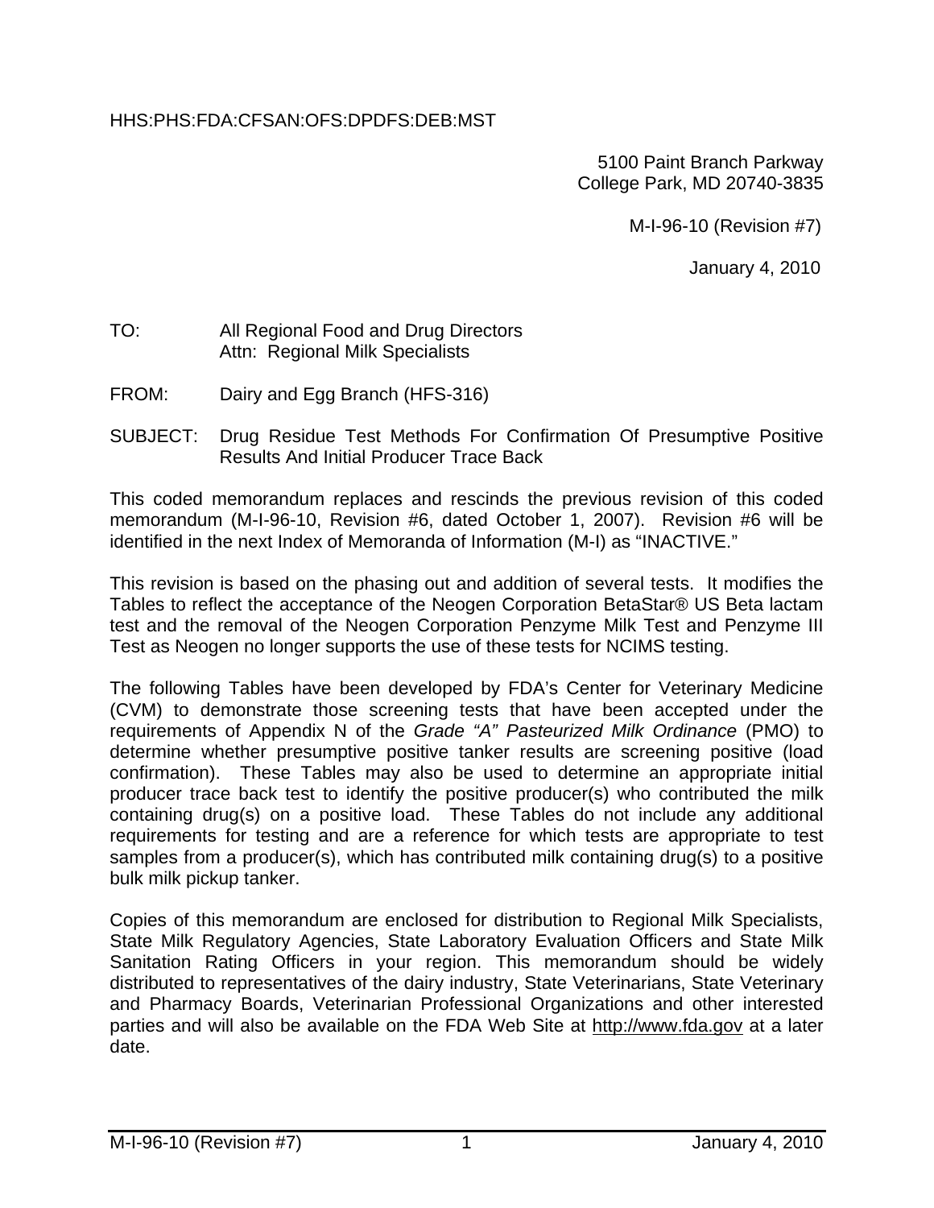HHS:PHS:FDA:CFSAN:OFS:DPDFS:DEB:MST

5100 Paint Branch Parkway
College Park, MD 20740-3835

M-I-96-10 (Revision #7)

January 4, 2010

TO: All Regional Food and Drug Directors
Attn: Regional Milk Specialists

FROM: Dairy and Egg Branch (HFS-316)

SUBJECT: Drug Residue Test Methods For Confirmation Of Presumptive Positive Results And Initial Producer Trace Back

This coded memorandum replaces and rescinds the previous revision of this coded memorandum (M-I-96-10, Revision #6, dated October 1, 2007). Revision #6 will be identified in the next Index of Memoranda of Information (M-I) as "INACTIVE."

This revision is based on the phasing out and addition of several tests. It modifies the Tables to reflect the acceptance of the Neogen Corporation BetaStar® US Beta lactam test and the removal of the Neogen Corporation Penzyme Milk Test and Penzyme III Test as Neogen no longer supports the use of these tests for NCIMS testing.

The following Tables have been developed by FDA's Center for Veterinary Medicine (CVM) to demonstrate those screening tests that have been accepted under the requirements of Appendix N of the *Grade "A" Pasteurized Milk Ordinance* (PMO) to determine whether presumptive positive tanker results are screening positive (load confirmation). These Tables may also be used to determine an appropriate initial producer trace back test to identify the positive producer(s) who contributed the milk containing drug(s) on a positive load. These Tables do not include any additional requirements for testing and are a reference for which tests are appropriate to test samples from a producer(s), which has contributed milk containing drug(s) to a positive bulk milk pickup tanker.

Copies of this memorandum are enclosed for distribution to Regional Milk Specialists, State Milk Regulatory Agencies, State Laboratory Evaluation Officers and State Milk Sanitation Rating Officers in your region. This memorandum should be widely distributed to representatives of the dairy industry, State Veterinarians, State Veterinary and Pharmacy Boards, Veterinarian Professional Organizations and other interested parties and will also be available on the FDA Web Site at http://www.fda.gov at a later date.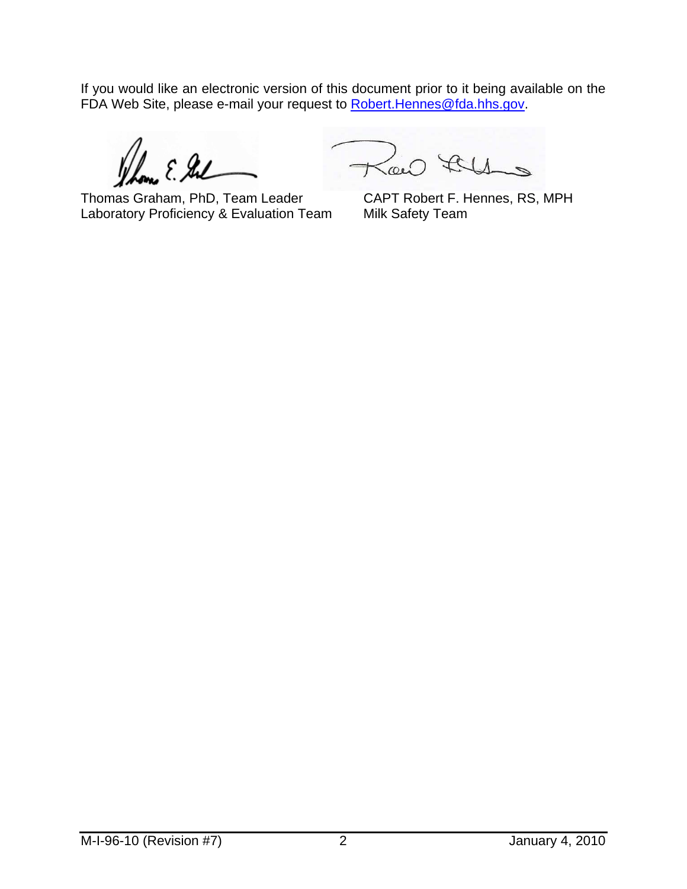If you would like an electronic version of this document prior to it being available on the FDA Web Site, please e-mail your request to Robert.Hennes@fda.hhs.gov.

| Thomas Graham, PhD, Team Leader | CAPT Robert F. Hennes, RS, MPH |
| --- | --- |
| Laboratory Proficiency & Evaluation Team | Milk Safety Team |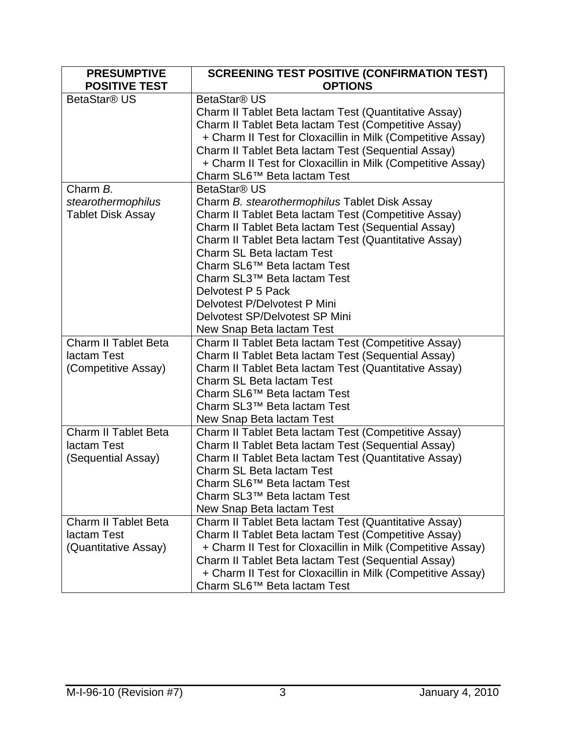| PRESUMPTIVE POSITIVE TEST | SCREENING TEST POSITIVE (CONFIRMATION TEST) OPTIONS |
|---|---|
| BetaStar® US | BetaStar® US<br>Charm II Tablet Beta lactam Test (Quantitative Assay)<br>Charm II Tablet Beta lactam Test (Competitive Assay)<br>+ Charm II Test for Cloxacillin in Milk (Competitive Assay)<br>Charm II Tablet Beta lactam Test (Sequential Assay)<br>+ Charm II Test for Cloxacillin in Milk (Competitive Assay)<br>Charm SL6™ Beta lactam Test |
| Charm *B. stearothermophilus* Tablet Disk Assay | BetaStar® US<br>Charm *B. stearothermophilus* Tablet Disk Assay<br>Charm II Tablet Beta lactam Test (Competitive Assay)<br>Charm II Tablet Beta lactam Test (Sequential Assay)<br>Charm II Tablet Beta lactam Test (Quantitative Assay)<br>Charm SL Beta lactam Test<br>Charm SL6™ Beta lactam Test<br>Charm SL3™ Beta lactam Test<br>Delvotest P 5 Pack<br>Delvotest P/Delvotest P Mini<br>Delvotest SP/Delvotest SP Mini<br>New Snap Beta lactam Test |
| Charm II Tablet Beta lactam Test (Competitive Assay) | Charm II Tablet Beta lactam Test (Competitive Assay)<br>Charm II Tablet Beta lactam Test (Sequential Assay)<br>Charm II Tablet Beta lactam Test (Quantitative Assay)<br>Charm SL Beta lactam Test<br>Charm SL6™ Beta lactam Test<br>Charm SL3™ Beta lactam Test<br>New Snap Beta lactam Test |
| Charm II Tablet Beta lactam Test (Sequential Assay) | Charm II Tablet Beta lactam Test (Competitive Assay)<br>Charm II Tablet Beta lactam Test (Sequential Assay)<br>Charm II Tablet Beta lactam Test (Quantitative Assay)<br>Charm SL Beta lactam Test<br>Charm SL6™ Beta lactam Test<br>Charm SL3™ Beta lactam Test<br>New Snap Beta lactam Test |
| Charm II Tablet Beta lactam Test (Quantitative Assay) | Charm II Tablet Beta lactam Test (Quantitative Assay)<br>Charm II Tablet Beta lactam Test (Competitive Assay)<br>+ Charm II Test for Cloxacillin in Milk (Competitive Assay)<br>Charm II Tablet Beta lactam Test (Sequential Assay)<br>+ Charm II Test for Cloxacillin in Milk (Competitive Assay)<br>Charm SL6™ Beta lactam Test |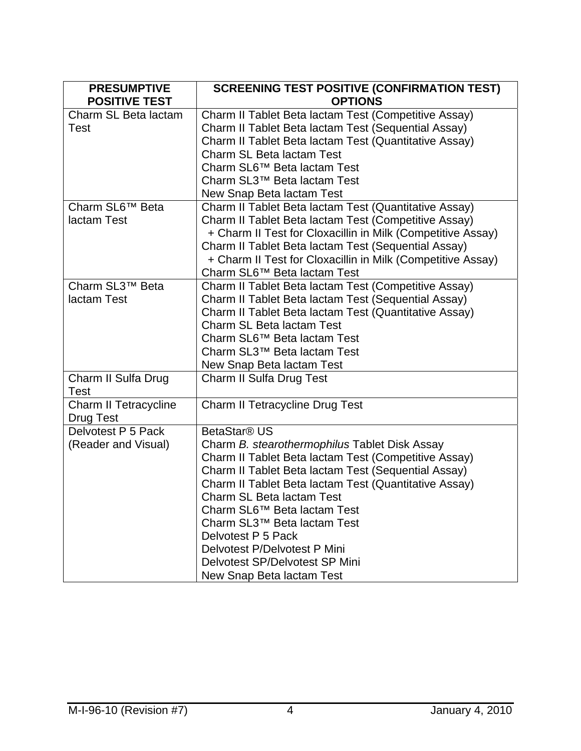| PRESUMPTIVE POSITIVE TEST | SCREENING TEST POSITIVE (CONFIRMATION TEST) OPTIONS |
|---|---|
| Charm SL Beta lactam Test | Charm II Tablet Beta lactam Test (Competitive Assay)<br>Charm II Tablet Beta lactam Test (Sequential Assay)<br>Charm II Tablet Beta lactam Test (Quantitative Assay)<br>Charm SL Beta lactam Test<br>Charm SL6™ Beta lactam Test<br>Charm SL3™ Beta lactam Test<br>New Snap Beta lactam Test |
| Charm SL6™ Beta lactam Test | Charm II Tablet Beta lactam Test (Quantitative Assay)<br>Charm II Tablet Beta lactam Test (Competitive Assay)<br>+ Charm II Test for Cloxacillin in Milk (Competitive Assay)<br>Charm II Tablet Beta lactam Test (Sequential Assay)<br>+ Charm II Test for Cloxacillin in Milk (Competitive Assay)<br>Charm SL6™ Beta lactam Test |
| Charm SL3™ Beta lactam Test | Charm II Tablet Beta lactam Test (Competitive Assay)<br>Charm II Tablet Beta lactam Test (Sequential Assay)<br>Charm II Tablet Beta lactam Test (Quantitative Assay)<br>Charm SL Beta lactam Test<br>Charm SL6™ Beta lactam Test<br>Charm SL3™ Beta lactam Test<br>New Snap Beta lactam Test |
| Charm II Sulfa Drug Test | Charm II Sulfa Drug Test |
| Charm II Tetracycline Drug Test | Charm II Tetracycline Drug Test |
| Delvotest P 5 Pack (Reader and Visual) | BetaStar® US<br>Charm *B. stearothermophilus* Tablet Disk Assay<br>Charm II Tablet Beta lactam Test (Competitive Assay)<br>Charm II Tablet Beta lactam Test (Sequential Assay)<br>Charm II Tablet Beta lactam Test (Quantitative Assay)<br>Charm SL Beta lactam Test<br>Charm SL6™ Beta lactam Test<br>Charm SL3™ Beta lactam Test<br>Delvotest P 5 Pack<br>Delvotest P/Delvotest P Mini<br>Delvotest SP/Delvotest SP Mini<br>New Snap Beta lactam Test |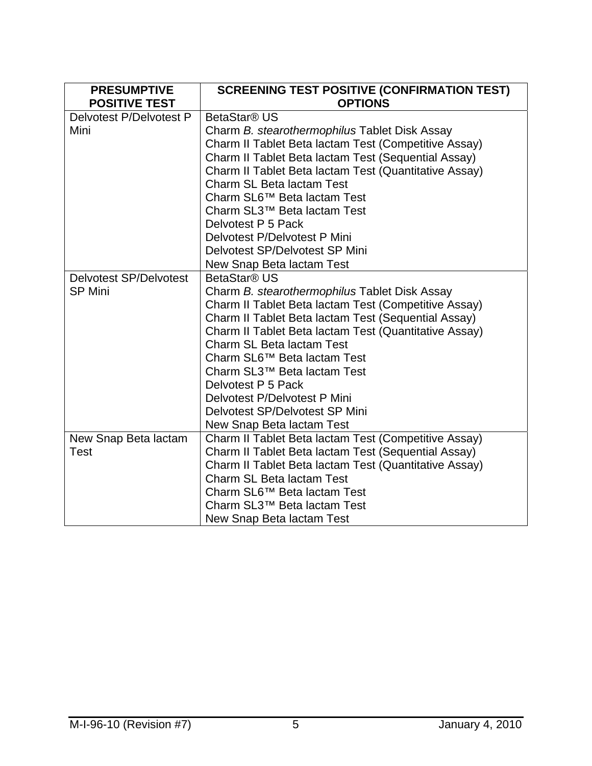| PRESUMPTIVE POSITIVE TEST | SCREENING TEST POSITIVE (CONFIRMATION TEST) OPTIONS |
|---|---|
| Delvotest P/Delvotest P Mini | BetaStar® US<br>Charm *B. stearothermophilus* Tablet Disk Assay<br>Charm II Tablet Beta lactam Test (Competitive Assay)<br>Charm II Tablet Beta lactam Test (Sequential Assay)<br>Charm II Tablet Beta lactam Test (Quantitative Assay)<br>Charm SL Beta lactam Test<br>Charm SL6™ Beta lactam Test<br>Charm SL3™ Beta lactam Test<br>Delvotest P 5 Pack<br>Delvotest P/Delvotest P Mini<br>Delvotest SP/Delvotest SP Mini<br>New Snap Beta lactam Test |
| Delvotest SP/Delvotest SP Mini | BetaStar® US<br>Charm *B. stearothermophilus* Tablet Disk Assay<br>Charm II Tablet Beta lactam Test (Competitive Assay)<br>Charm II Tablet Beta lactam Test (Sequential Assay)<br>Charm II Tablet Beta lactam Test (Quantitative Assay)<br>Charm SL Beta lactam Test<br>Charm SL6™ Beta lactam Test<br>Charm SL3™ Beta lactam Test<br>Delvotest P 5 Pack<br>Delvotest P/Delvotest P Mini<br>Delvotest SP/Delvotest SP Mini<br>New Snap Beta lactam Test |
| New Snap Beta lactam Test | Charm II Tablet Beta lactam Test (Competitive Assay)<br>Charm II Tablet Beta lactam Test (Sequential Assay)<br>Charm II Tablet Beta lactam Test (Quantitative Assay)<br>Charm SL Beta lactam Test<br>Charm SL6™ Beta lactam Test<br>Charm SL3™ Beta lactam Test<br>New Snap Beta lactam Test |